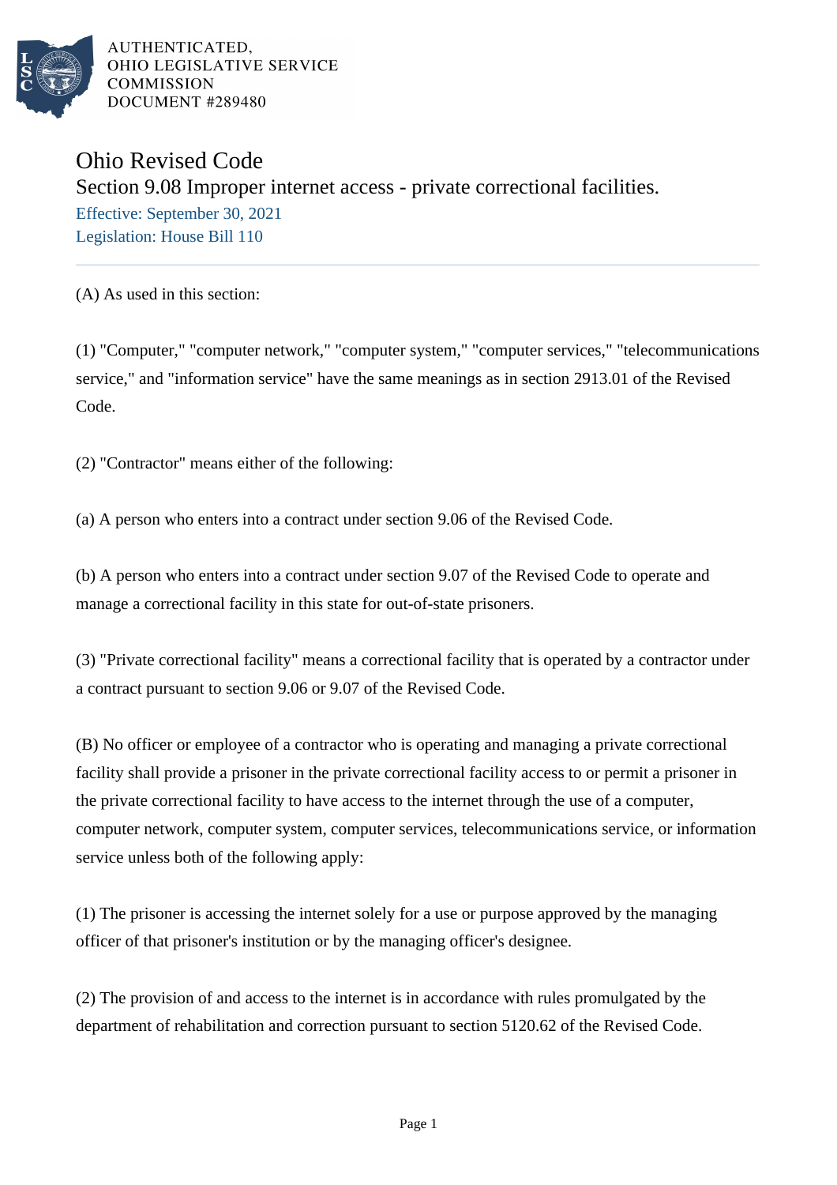AUTHENTICATED,
OHIO LEGISLATIVE SERVICE
COMMISSION
DOCUMENT #289480

# Ohio Revised Code

## Section 9.08 Improper internet access - private correctional facilities.

Effective: September 30, 2021

Legislation: House Bill 110

(A) As used in this section:

(1) "Computer," "computer network," "computer system," "computer services," "telecommunications service," and "information service" have the same meanings as in section 2913.01 of the Revised Code.

(2) "Contractor" means either of the following:

(a) A person who enters into a contract under section 9.06 of the Revised Code.

(b) A person who enters into a contract under section 9.07 of the Revised Code to operate and manage a correctional facility in this state for out-of-state prisoners.

(3) "Private correctional facility" means a correctional facility that is operated by a contractor under a contract pursuant to section 9.06 or 9.07 of the Revised Code.

(B) No officer or employee of a contractor who is operating and managing a private correctional facility shall provide a prisoner in the private correctional facility access to or permit a prisoner in the private correctional facility to have access to the internet through the use of a computer, computer network, computer system, computer services, telecommunications service, or information service unless both of the following apply:

(1) The prisoner is accessing the internet solely for a use or purpose approved by the managing officer of that prisoner's institution or by the managing officer's designee.

(2) The provision of and access to the internet is in accordance with rules promulgated by the department of rehabilitation and correction pursuant to section 5120.62 of the Revised Code.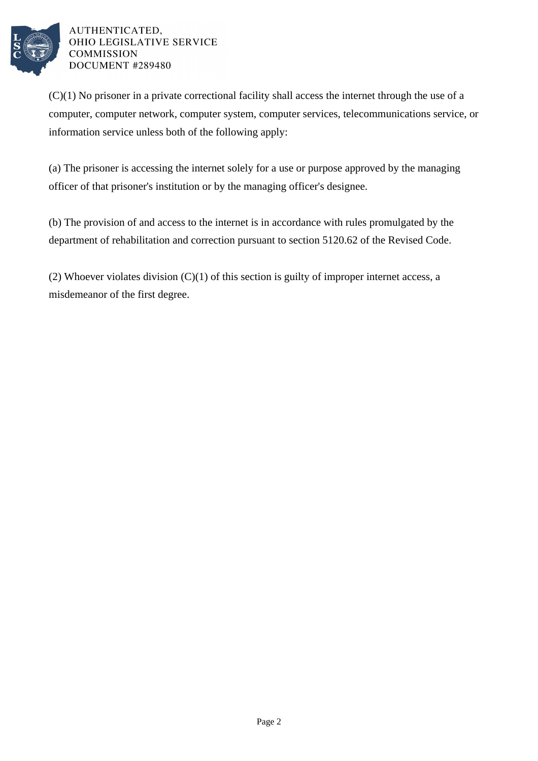(C)(1) No prisoner in a private correctional facility shall access the internet through the use of a computer, computer network, computer system, computer services, telecommunications service, or information service unless both of the following apply:

(a) The prisoner is accessing the internet solely for a use or purpose approved by the managing officer of that prisoner's institution or by the managing officer's designee.

(b) The provision of and access to the internet is in accordance with rules promulgated by the department of rehabilitation and correction pursuant to section 5120.62 of the Revised Code.

(2) Whoever violates division (C)(1) of this section is guilty of improper internet access, a misdemeanor of the first degree.